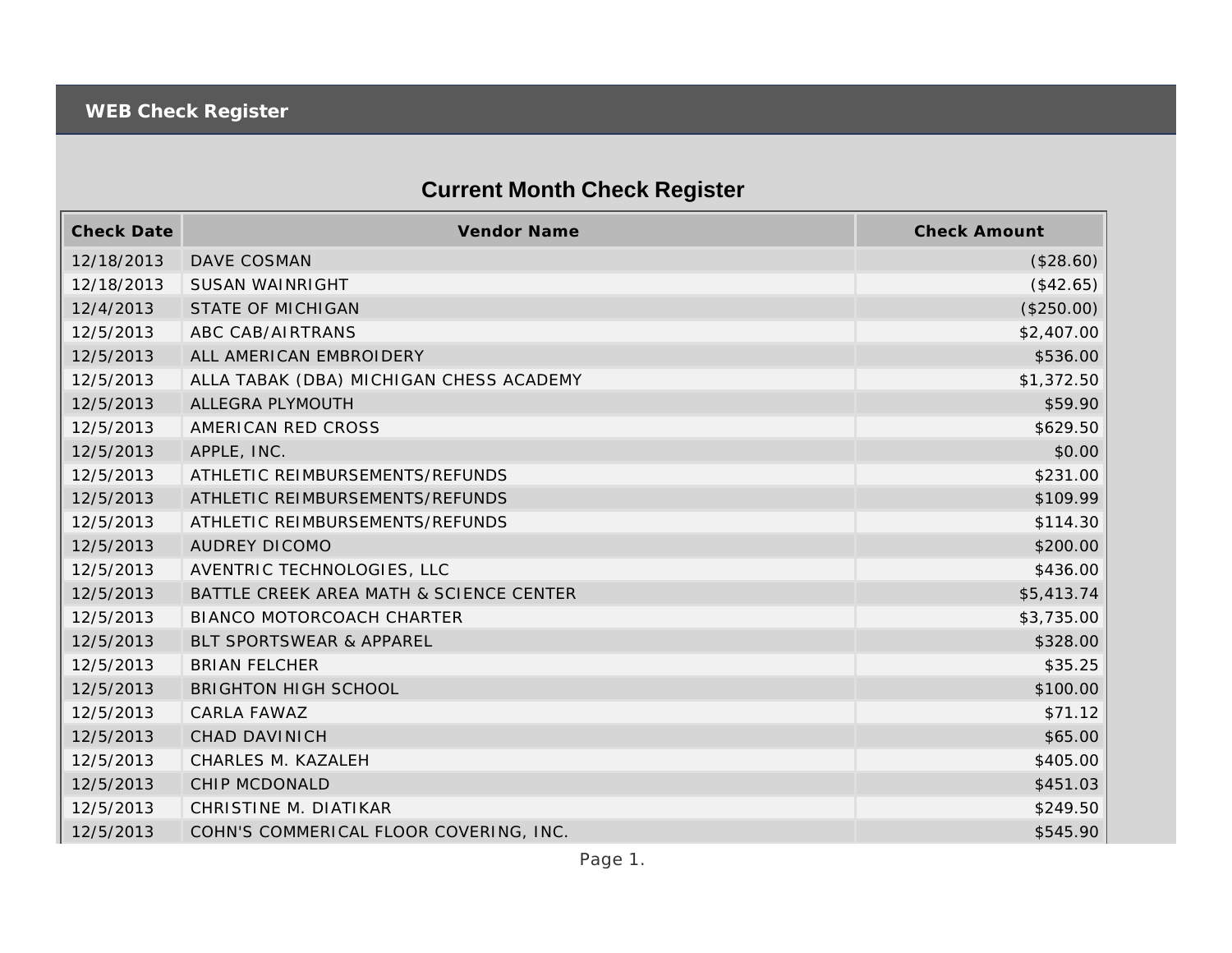# WEB Check Register

## Current Month Check Register

| Check Date | Vendor Name | Check Amount |
|---|---|---|
| 12/18/2013 | DAVE COSMAN | ($28.60) |
| 12/18/2013 | SUSAN WAINRIGHT | ($42.65) |
| 12/4/2013 | STATE OF MICHIGAN | ($250.00) |
| 12/5/2013 | ABC CAB/AIRTRANS | $2,407.00 |
| 12/5/2013 | ALL AMERICAN EMBROIDERY | $536.00 |
| 12/5/2013 | ALLA TABAK (DBA) MICHIGAN CHESS ACADEMY | $1,372.50 |
| 12/5/2013 | ALLEGRA PLYMOUTH | $59.90 |
| 12/5/2013 | AMERICAN RED CROSS | $629.50 |
| 12/5/2013 | APPLE, INC. | $0.00 |
| 12/5/2013 | ATHLETIC REIMBURSEMENTS/REFUNDS | $231.00 |
| 12/5/2013 | ATHLETIC REIMBURSEMENTS/REFUNDS | $109.99 |
| 12/5/2013 | ATHLETIC REIMBURSEMENTS/REFUNDS | $114.30 |
| 12/5/2013 | AUDREY DICOMO | $200.00 |
| 12/5/2013 | AVENTRIC TECHNOLOGIES, LLC | $436.00 |
| 12/5/2013 | BATTLE CREEK AREA MATH & SCIENCE CENTER | $5,413.74 |
| 12/5/2013 | BIANCO MOTORCOACH CHARTER | $3,735.00 |
| 12/5/2013 | BLT SPORTSWEAR & APPAREL | $328.00 |
| 12/5/2013 | BRIAN FELCHER | $35.25 |
| 12/5/2013 | BRIGHTON HIGH SCHOOL | $100.00 |
| 12/5/2013 | CARLA FAWAZ | $71.12 |
| 12/5/2013 | CHAD DAVINICH | $65.00 |
| 12/5/2013 | CHARLES M. KAZALEH | $405.00 |
| 12/5/2013 | CHIP MCDONALD | $451.03 |
| 12/5/2013 | CHRISTINE M. DIATIKAR | $249.50 |
| 12/5/2013 | COHN'S COMMERICAL FLOOR COVERING, INC. | $545.90 |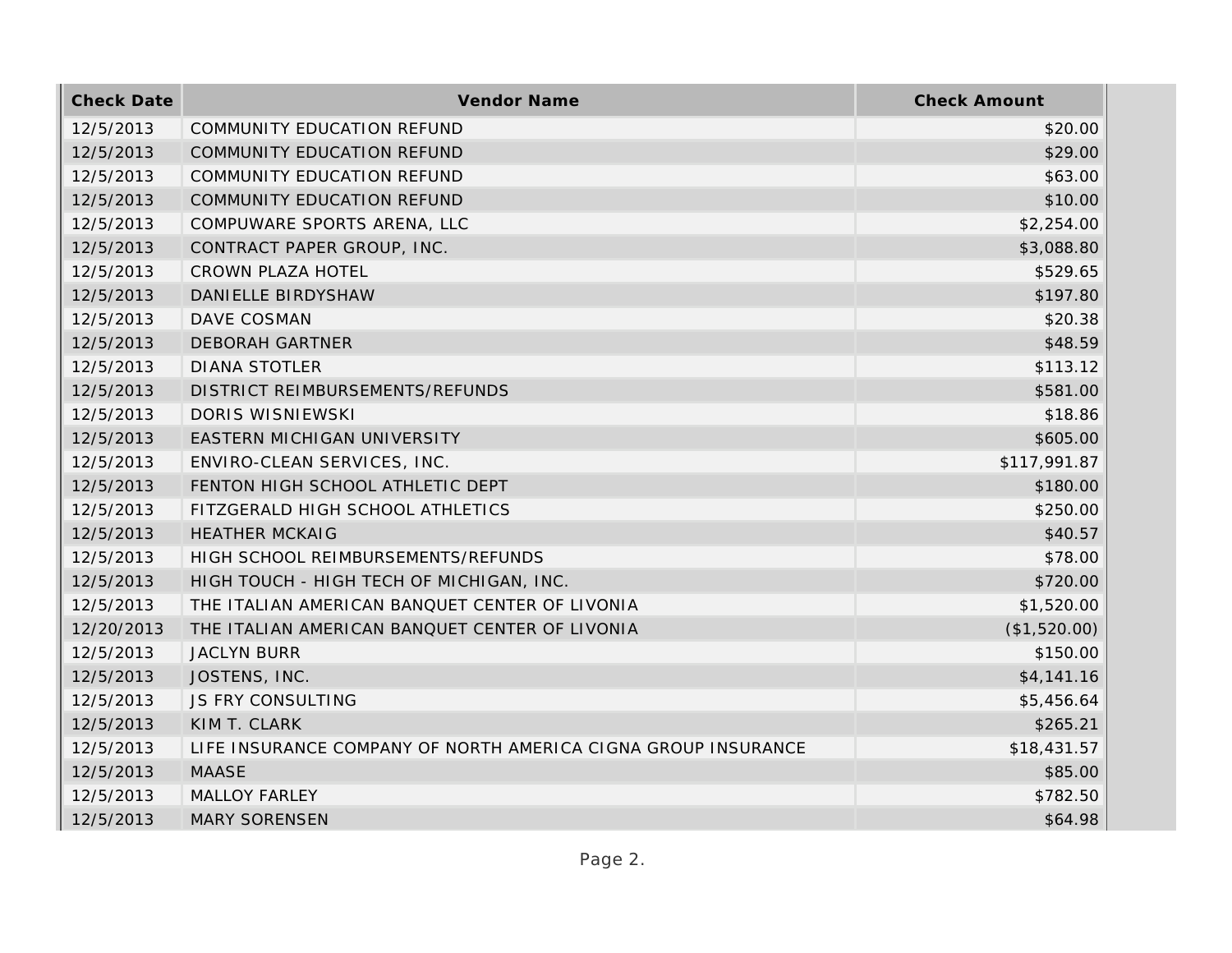| Check Date | Vendor Name | Check Amount |
|---|---|---|
| 12/5/2013 | COMMUNITY EDUCATION REFUND | $20.00 |
| 12/5/2013 | COMMUNITY EDUCATION REFUND | $29.00 |
| 12/5/2013 | COMMUNITY EDUCATION REFUND | $63.00 |
| 12/5/2013 | COMMUNITY EDUCATION REFUND | $10.00 |
| 12/5/2013 | COMPUWARE SPORTS ARENA, LLC | $2,254.00 |
| 12/5/2013 | CONTRACT PAPER GROUP, INC. | $3,088.80 |
| 12/5/2013 | CROWN PLAZA HOTEL | $529.65 |
| 12/5/2013 | DANIELLE BIRDYSHAW | $197.80 |
| 12/5/2013 | DAVE COSMAN | $20.38 |
| 12/5/2013 | DEBORAH GARTNER | $48.59 |
| 12/5/2013 | DIANA STOTLER | $113.12 |
| 12/5/2013 | DISTRICT REIMBURSEMENTS/REFUNDS | $581.00 |
| 12/5/2013 | DORIS WISNIEWSKI | $18.86 |
| 12/5/2013 | EASTERN MICHIGAN UNIVERSITY | $605.00 |
| 12/5/2013 | ENVIRO-CLEAN SERVICES, INC. | $117,991.87 |
| 12/5/2013 | FENTON HIGH SCHOOL ATHLETIC DEPT | $180.00 |
| 12/5/2013 | FITZGERALD HIGH SCHOOL ATHLETICS | $250.00 |
| 12/5/2013 | HEATHER MCKAIG | $40.57 |
| 12/5/2013 | HIGH SCHOOL REIMBURSEMENTS/REFUNDS | $78.00 |
| 12/5/2013 | HIGH TOUCH - HIGH TECH OF MICHIGAN, INC. | $720.00 |
| 12/5/2013 | THE ITALIAN AMERICAN BANQUET CENTER OF LIVONIA | $1,520.00 |
| 12/20/2013 | THE ITALIAN AMERICAN BANQUET CENTER OF LIVONIA | ($1,520.00) |
| 12/5/2013 | JACLYN BURR | $150.00 |
| 12/5/2013 | JOSTENS, INC. | $4,141.16 |
| 12/5/2013 | JS FRY CONSULTING | $5,456.64 |
| 12/5/2013 | KIM T. CLARK | $265.21 |
| 12/5/2013 | LIFE INSURANCE COMPANY OF NORTH AMERICA CIGNA GROUP INSURANCE | $18,431.57 |
| 12/5/2013 | MAASE | $85.00 |
| 12/5/2013 | MALLOY FARLEY | $782.50 |
| 12/5/2013 | MARY SORENSEN | $64.98 |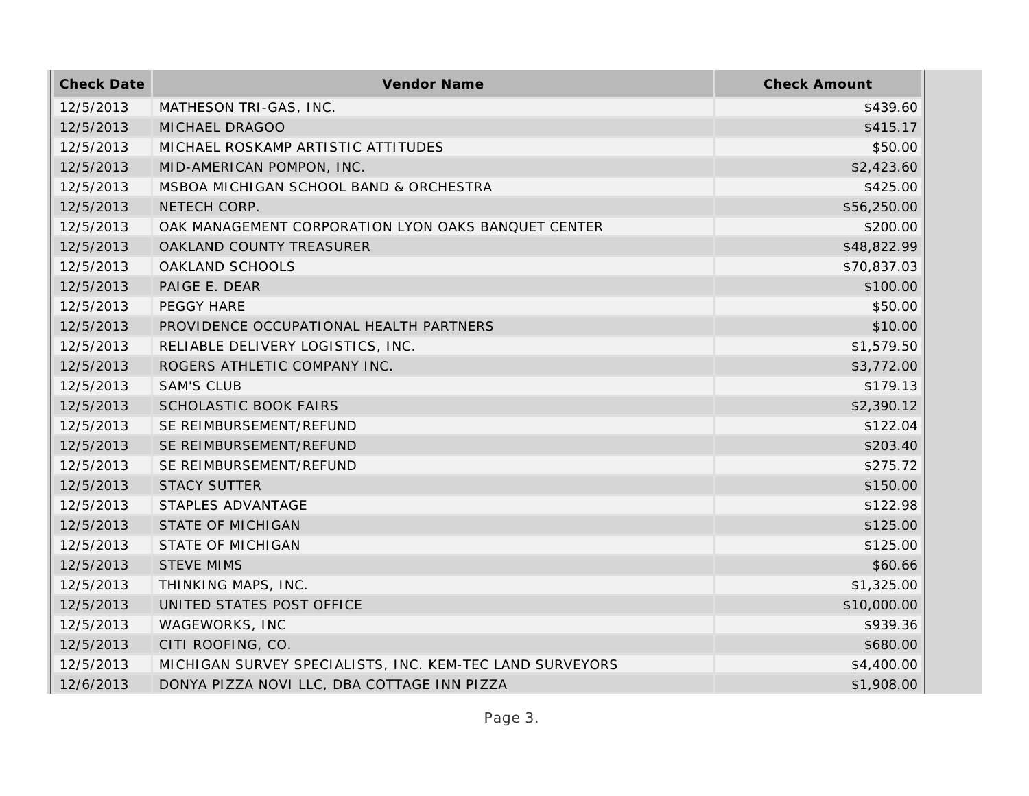| Check Date | Vendor Name | Check Amount |
| --- | --- | --- |
| 12/5/2013 | MATHESON TRI-GAS, INC. | $439.60 |
| 12/5/2013 | MICHAEL DRAGOO | $415.17 |
| 12/5/2013 | MICHAEL ROSKAMP ARTISTIC ATTITUDES | $50.00 |
| 12/5/2013 | MID-AMERICAN POMPON, INC. | $2,423.60 |
| 12/5/2013 | MSBOA MICHIGAN SCHOOL BAND & ORCHESTRA | $425.00 |
| 12/5/2013 | NETECH CORP. | $56,250.00 |
| 12/5/2013 | OAK MANAGEMENT CORPORATION LYON OAKS BANQUET CENTER | $200.00 |
| 12/5/2013 | OAKLAND COUNTY TREASURER | $48,822.99 |
| 12/5/2013 | OAKLAND SCHOOLS | $70,837.03 |
| 12/5/2013 | PAIGE E. DEAR | $100.00 |
| 12/5/2013 | PEGGY HARE | $50.00 |
| 12/5/2013 | PROVIDENCE OCCUPATIONAL HEALTH PARTNERS | $10.00 |
| 12/5/2013 | RELIABLE DELIVERY LOGISTICS, INC. | $1,579.50 |
| 12/5/2013 | ROGERS ATHLETIC COMPANY INC. | $3,772.00 |
| 12/5/2013 | SAM'S CLUB | $179.13 |
| 12/5/2013 | SCHOLASTIC BOOK FAIRS | $2,390.12 |
| 12/5/2013 | SE REIMBURSEMENT/REFUND | $122.04 |
| 12/5/2013 | SE REIMBURSEMENT/REFUND | $203.40 |
| 12/5/2013 | SE REIMBURSEMENT/REFUND | $275.72 |
| 12/5/2013 | STACY SUTTER | $150.00 |
| 12/5/2013 | STAPLES ADVANTAGE | $122.98 |
| 12/5/2013 | STATE OF MICHIGAN | $125.00 |
| 12/5/2013 | STATE OF MICHIGAN | $125.00 |
| 12/5/2013 | STEVE MIMS | $60.66 |
| 12/5/2013 | THINKING MAPS, INC. | $1,325.00 |
| 12/5/2013 | UNITED STATES POST OFFICE | $10,000.00 |
| 12/5/2013 | WAGEWORKS, INC | $939.36 |
| 12/5/2013 | CITI ROOFING, CO. | $680.00 |
| 12/5/2013 | MICHIGAN SURVEY SPECIALISTS, INC. KEM-TEC LAND SURVEYORS | $4,400.00 |
| 12/6/2013 | DONYA PIZZA NOVI LLC, DBA COTTAGE INN PIZZA | $1,908.00 |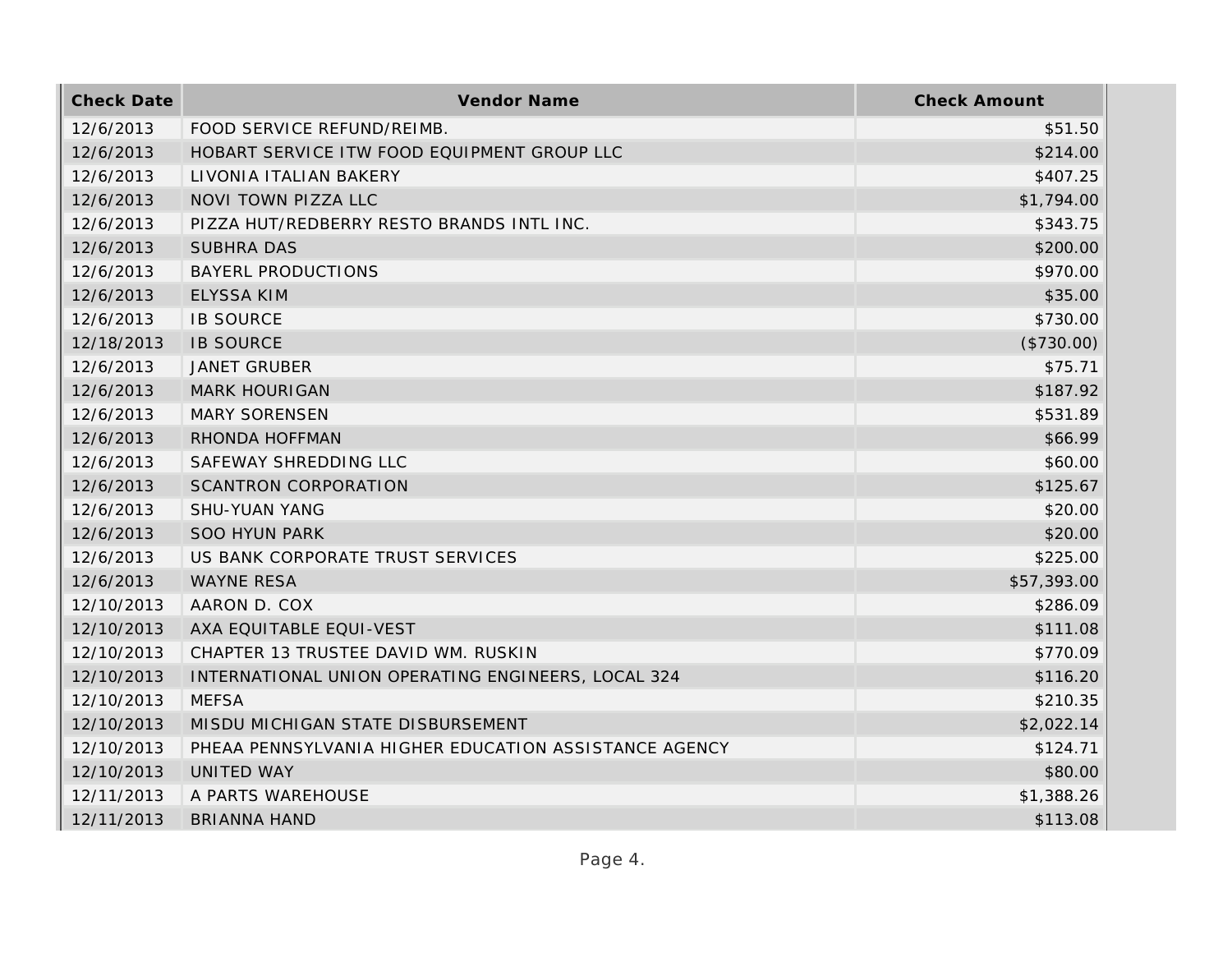| Check Date | Vendor Name | Check Amount |
| --- | --- | --- |
| 12/6/2013 | FOOD SERVICE REFUND/REIMB. | $51.50 |
| 12/6/2013 | HOBART SERVICE ITW FOOD EQUIPMENT GROUP LLC | $214.00 |
| 12/6/2013 | LIVONIA ITALIAN BAKERY | $407.25 |
| 12/6/2013 | NOVI TOWN PIZZA LLC | $1,794.00 |
| 12/6/2013 | PIZZA HUT/REDBERRY RESTO BRANDS INTL INC. | $343.75 |
| 12/6/2013 | SUBHRA DAS | $200.00 |
| 12/6/2013 | BAYERL PRODUCTIONS | $970.00 |
| 12/6/2013 | ELYSSA KIM | $35.00 |
| 12/6/2013 | IB SOURCE | $730.00 |
| 12/18/2013 | IB SOURCE | ($730.00) |
| 12/6/2013 | JANET GRUBER | $75.71 |
| 12/6/2013 | MARK HOURIGAN | $187.92 |
| 12/6/2013 | MARY SORENSEN | $531.89 |
| 12/6/2013 | RHONDA HOFFMAN | $66.99 |
| 12/6/2013 | SAFEWAY SHREDDING LLC | $60.00 |
| 12/6/2013 | SCANTRON CORPORATION | $125.67 |
| 12/6/2013 | SHU-YUAN YANG | $20.00 |
| 12/6/2013 | SOO HYUN PARK | $20.00 |
| 12/6/2013 | US BANK CORPORATE TRUST SERVICES | $225.00 |
| 12/6/2013 | WAYNE RESA | $57,393.00 |
| 12/10/2013 | AARON D. COX | $286.09 |
| 12/10/2013 | AXA EQUITABLE EQUI-VEST | $111.08 |
| 12/10/2013 | CHAPTER 13 TRUSTEE DAVID WM. RUSKIN | $770.09 |
| 12/10/2013 | INTERNATIONAL UNION OPERATING ENGINEERS, LOCAL 324 | $116.20 |
| 12/10/2013 | MEFSA | $210.35 |
| 12/10/2013 | MISDU MICHIGAN STATE DISBURSEMENT | $2,022.14 |
| 12/10/2013 | PHEAA PENNSYLVANIA HIGHER EDUCATION ASSISTANCE AGENCY | $124.71 |
| 12/10/2013 | UNITED WAY | $80.00 |
| 12/11/2013 | A PARTS WAREHOUSE | $1,388.26 |
| 12/11/2013 | BRIANNA HAND | $113.08 |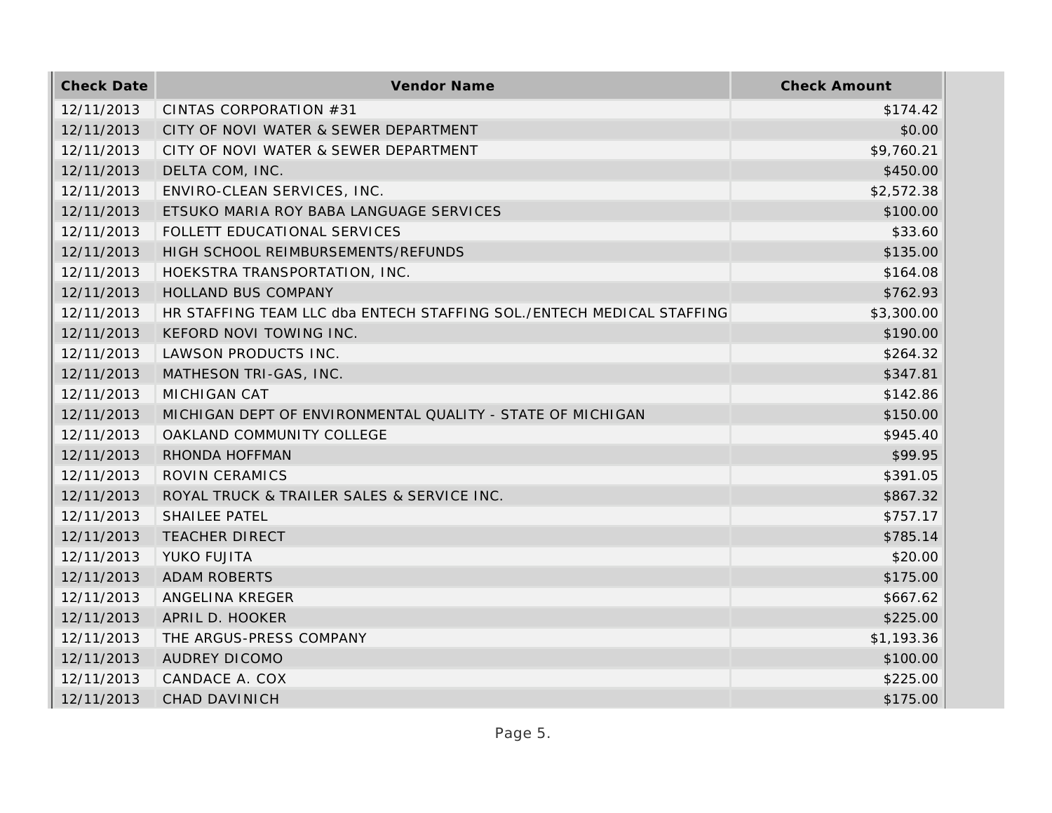| Check Date | Vendor Name | Check Amount |
| --- | --- | --- |
| 12/11/2013 | CINTAS CORPORATION #31 | $174.42 |
| 12/11/2013 | CITY OF NOVI WATER & SEWER DEPARTMENT | $0.00 |
| 12/11/2013 | CITY OF NOVI WATER & SEWER DEPARTMENT | $9,760.21 |
| 12/11/2013 | DELTA COM, INC. | $450.00 |
| 12/11/2013 | ENVIRO-CLEAN SERVICES, INC. | $2,572.38 |
| 12/11/2013 | ETSUKO MARIA ROY BABA LANGUAGE SERVICES | $100.00 |
| 12/11/2013 | FOLLETT EDUCATIONAL SERVICES | $33.60 |
| 12/11/2013 | HIGH SCHOOL REIMBURSEMENTS/REFUNDS | $135.00 |
| 12/11/2013 | HOEKSTRA TRANSPORTATION, INC. | $164.08 |
| 12/11/2013 | HOLLAND BUS COMPANY | $762.93 |
| 12/11/2013 | HR STAFFING TEAM LLC dba ENTECH STAFFING SOL./ENTECH MEDICAL STAFFING | $3,300.00 |
| 12/11/2013 | KEFORD NOVI TOWING INC. | $190.00 |
| 12/11/2013 | LAWSON PRODUCTS INC. | $264.32 |
| 12/11/2013 | MATHESON TRI-GAS, INC. | $347.81 |
| 12/11/2013 | MICHIGAN CAT | $142.86 |
| 12/11/2013 | MICHIGAN DEPT OF ENVIRONMENTAL QUALITY - STATE OF MICHIGAN | $150.00 |
| 12/11/2013 | OAKLAND COMMUNITY COLLEGE | $945.40 |
| 12/11/2013 | RHONDA HOFFMAN | $99.95 |
| 12/11/2013 | ROVIN CERAMICS | $391.05 |
| 12/11/2013 | ROYAL TRUCK & TRAILER SALES & SERVICE INC. | $867.32 |
| 12/11/2013 | SHAILEE PATEL | $757.17 |
| 12/11/2013 | TEACHER DIRECT | $785.14 |
| 12/11/2013 | YUKO FUJITA | $20.00 |
| 12/11/2013 | ADAM ROBERTS | $175.00 |
| 12/11/2013 | ANGELINA KREGER | $667.62 |
| 12/11/2013 | APRIL D. HOOKER | $225.00 |
| 12/11/2013 | THE ARGUS-PRESS COMPANY | $1,193.36 |
| 12/11/2013 | AUDREY DICOMO | $100.00 |
| 12/11/2013 | CANDACE A. COX | $225.00 |
| 12/11/2013 | CHAD DAVINICH | $175.00 |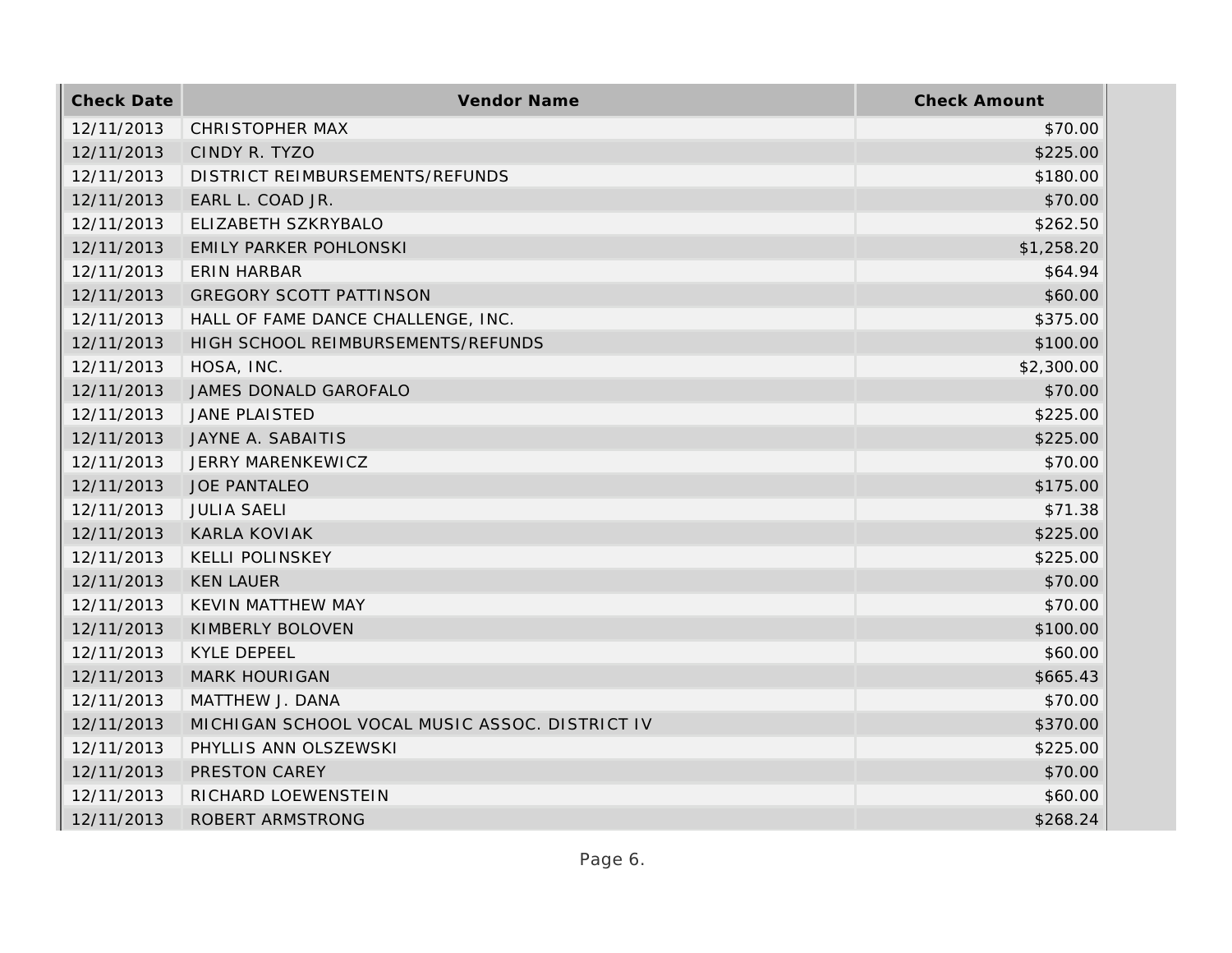| Check Date | Vendor Name | Check Amount |
| --- | --- | --- |
| 12/11/2013 | CHRISTOPHER MAX | $70.00 |
| 12/11/2013 | CINDY R. TYZO | $225.00 |
| 12/11/2013 | DISTRICT REIMBURSEMENTS/REFUNDS | $180.00 |
| 12/11/2013 | EARL L. COAD JR. | $70.00 |
| 12/11/2013 | ELIZABETH SZKRYBALO | $262.50 |
| 12/11/2013 | EMILY PARKER POHLONSKI | $1,258.20 |
| 12/11/2013 | ERIN HARBAR | $64.94 |
| 12/11/2013 | GREGORY SCOTT PATTINSON | $60.00 |
| 12/11/2013 | HALL OF FAME DANCE CHALLENGE, INC. | $375.00 |
| 12/11/2013 | HIGH SCHOOL REIMBURSEMENTS/REFUNDS | $100.00 |
| 12/11/2013 | HOSA, INC. | $2,300.00 |
| 12/11/2013 | JAMES DONALD GAROFALO | $70.00 |
| 12/11/2013 | JANE PLAISTED | $225.00 |
| 12/11/2013 | JAYNE A. SABAITIS | $225.00 |
| 12/11/2013 | JERRY MARENKEWICZ | $70.00 |
| 12/11/2013 | JOE PANTALEO | $175.00 |
| 12/11/2013 | JULIA SAELI | $71.38 |
| 12/11/2013 | KARLA KOVIAK | $225.00 |
| 12/11/2013 | KELLI POLINSKEY | $225.00 |
| 12/11/2013 | KEN LAUER | $70.00 |
| 12/11/2013 | KEVIN MATTHEW MAY | $70.00 |
| 12/11/2013 | KIMBERLY BOLOVEN | $100.00 |
| 12/11/2013 | KYLE DEPEEL | $60.00 |
| 12/11/2013 | MARK HOURIGAN | $665.43 |
| 12/11/2013 | MATTHEW J. DANA | $70.00 |
| 12/11/2013 | MICHIGAN SCHOOL VOCAL MUSIC ASSOC. DISTRICT IV | $370.00 |
| 12/11/2013 | PHYLLIS ANN OLSZEWSKI | $225.00 |
| 12/11/2013 | PRESTON CAREY | $70.00 |
| 12/11/2013 | RICHARD LOEWENSTEIN | $60.00 |
| 12/11/2013 | ROBERT ARMSTRONG | $268.24 |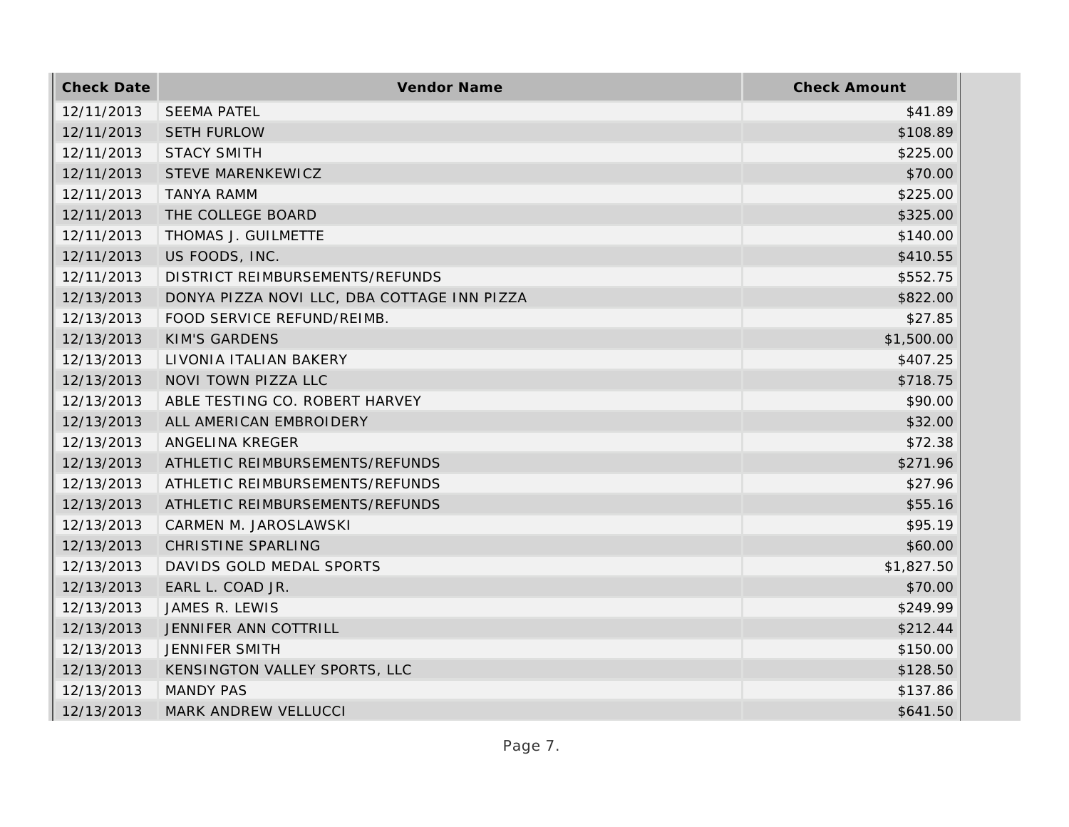| Check Date | Vendor Name | Check Amount |
| --- | --- | --- |
| 12/11/2013 | SEEMA PATEL | $41.89 |
| 12/11/2013 | SETH FURLOW | $108.89 |
| 12/11/2013 | STACY SMITH | $225.00 |
| 12/11/2013 | STEVE MARENKEWICZ | $70.00 |
| 12/11/2013 | TANYA RAMM | $225.00 |
| 12/11/2013 | THE COLLEGE BOARD | $325.00 |
| 12/11/2013 | THOMAS J. GUILMETTE | $140.00 |
| 12/11/2013 | US FOODS, INC. | $410.55 |
| 12/11/2013 | DISTRICT REIMBURSEMENTS/REFUNDS | $552.75 |
| 12/13/2013 | DONYA PIZZA NOVI LLC, DBA COTTAGE INN PIZZA | $822.00 |
| 12/13/2013 | FOOD SERVICE REFUND/REIMB. | $27.85 |
| 12/13/2013 | KIM'S GARDENS | $1,500.00 |
| 12/13/2013 | LIVONIA ITALIAN BAKERY | $407.25 |
| 12/13/2013 | NOVI TOWN PIZZA LLC | $718.75 |
| 12/13/2013 | ABLE TESTING CO. ROBERT HARVEY | $90.00 |
| 12/13/2013 | ALL AMERICAN EMBROIDERY | $32.00 |
| 12/13/2013 | ANGELINA KREGER | $72.38 |
| 12/13/2013 | ATHLETIC REIMBURSEMENTS/REFUNDS | $271.96 |
| 12/13/2013 | ATHLETIC REIMBURSEMENTS/REFUNDS | $27.96 |
| 12/13/2013 | ATHLETIC REIMBURSEMENTS/REFUNDS | $55.16 |
| 12/13/2013 | CARMEN M. JAROSLAWSKI | $95.19 |
| 12/13/2013 | CHRISTINE SPARLING | $60.00 |
| 12/13/2013 | DAVIDS GOLD MEDAL SPORTS | $1,827.50 |
| 12/13/2013 | EARL L. COAD JR. | $70.00 |
| 12/13/2013 | JAMES R. LEWIS | $249.99 |
| 12/13/2013 | JENNIFER ANN COTTRILL | $212.44 |
| 12/13/2013 | JENNIFER SMITH | $150.00 |
| 12/13/2013 | KENSINGTON VALLEY SPORTS, LLC | $128.50 |
| 12/13/2013 | MANDY PAS | $137.86 |
| 12/13/2013 | MARK ANDREW VELLUCCI | $641.50 |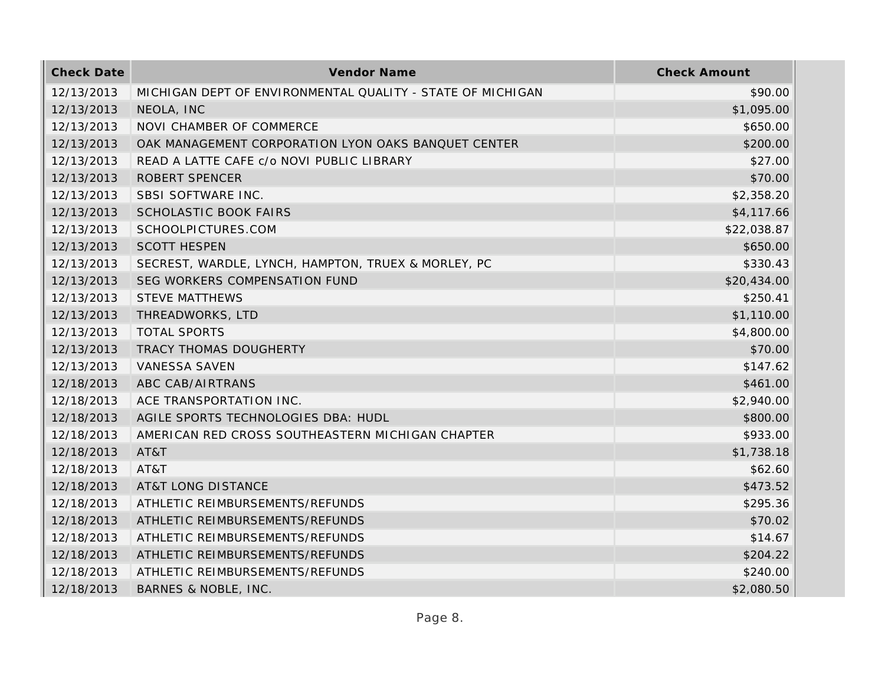| Check Date | Vendor Name | Check Amount |
|---|---|---|
| 12/13/2013 | MICHIGAN DEPT OF ENVIRONMENTAL QUALITY - STATE OF MICHIGAN | $90.00 |
| 12/13/2013 | NEOLA, INC | $1,095.00 |
| 12/13/2013 | NOVI CHAMBER OF COMMERCE | $650.00 |
| 12/13/2013 | OAK MANAGEMENT CORPORATION LYON OAKS BANQUET CENTER | $200.00 |
| 12/13/2013 | READ A LATTE CAFE c/o NOVI PUBLIC LIBRARY | $27.00 |
| 12/13/2013 | ROBERT SPENCER | $70.00 |
| 12/13/2013 | SBSI SOFTWARE INC. | $2,358.20 |
| 12/13/2013 | SCHOLASTIC BOOK FAIRS | $4,117.66 |
| 12/13/2013 | SCHOOLPICTURES.COM | $22,038.87 |
| 12/13/2013 | SCOTT HESPEN | $650.00 |
| 12/13/2013 | SECREST, WARDLE, LYNCH, HAMPTON, TRUEX & MORLEY, PC | $330.43 |
| 12/13/2013 | SEG WORKERS COMPENSATION FUND | $20,434.00 |
| 12/13/2013 | STEVE MATTHEWS | $250.41 |
| 12/13/2013 | THREADWORKS, LTD | $1,110.00 |
| 12/13/2013 | TOTAL SPORTS | $4,800.00 |
| 12/13/2013 | TRACY THOMAS DOUGHERTY | $70.00 |
| 12/13/2013 | VANESSA SAVEN | $147.62 |
| 12/18/2013 | ABC CAB/AIRTRANS | $461.00 |
| 12/18/2013 | ACE TRANSPORTATION INC. | $2,940.00 |
| 12/18/2013 | AGILE SPORTS TECHNOLOGIES DBA: HUDL | $800.00 |
| 12/18/2013 | AMERICAN RED CROSS SOUTHEASTERN MICHIGAN CHAPTER | $933.00 |
| 12/18/2013 | AT&T | $1,738.18 |
| 12/18/2013 | AT&T | $62.60 |
| 12/18/2013 | AT&T LONG DISTANCE | $473.52 |
| 12/18/2013 | ATHLETIC REIMBURSEMENTS/REFUNDS | $295.36 |
| 12/18/2013 | ATHLETIC REIMBURSEMENTS/REFUNDS | $70.02 |
| 12/18/2013 | ATHLETIC REIMBURSEMENTS/REFUNDS | $14.67 |
| 12/18/2013 | ATHLETIC REIMBURSEMENTS/REFUNDS | $204.22 |
| 12/18/2013 | ATHLETIC REIMBURSEMENTS/REFUNDS | $240.00 |
| 12/18/2013 | BARNES & NOBLE, INC. | $2,080.50 |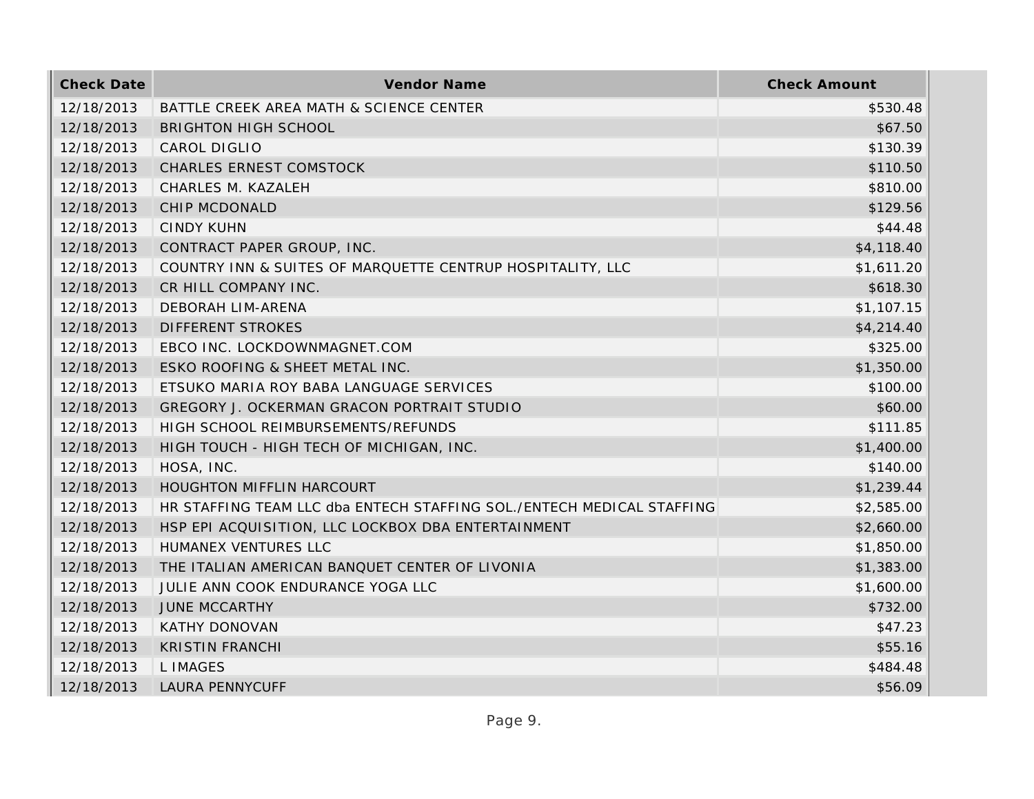| Check Date | Vendor Name | Check Amount |
| --- | --- | --- |
| 12/18/2013 | BATTLE CREEK AREA MATH & SCIENCE CENTER | $530.48 |
| 12/18/2013 | BRIGHTON HIGH SCHOOL | $67.50 |
| 12/18/2013 | CAROL DIGLIO | $130.39 |
| 12/18/2013 | CHARLES ERNEST COMSTOCK | $110.50 |
| 12/18/2013 | CHARLES M. KAZALEH | $810.00 |
| 12/18/2013 | CHIP MCDONALD | $129.56 |
| 12/18/2013 | CINDY KUHN | $44.48 |
| 12/18/2013 | CONTRACT PAPER GROUP, INC. | $4,118.40 |
| 12/18/2013 | COUNTRY INN & SUITES OF MARQUETTE CENTRUP HOSPITALITY, LLC | $1,611.20 |
| 12/18/2013 | CR HILL COMPANY INC. | $618.30 |
| 12/18/2013 | DEBORAH LIM-ARENA | $1,107.15 |
| 12/18/2013 | DIFFERENT STROKES | $4,214.40 |
| 12/18/2013 | EBCO INC. LOCKDOWNMAGNET.COM | $325.00 |
| 12/18/2013 | ESKO ROOFING & SHEET METAL INC. | $1,350.00 |
| 12/18/2013 | ETSUKO MARIA ROY BABA LANGUAGE SERVICES | $100.00 |
| 12/18/2013 | GREGORY J. OCKERMAN GRACON PORTRAIT STUDIO | $60.00 |
| 12/18/2013 | HIGH SCHOOL REIMBURSEMENTS/REFUNDS | $111.85 |
| 12/18/2013 | HIGH TOUCH - HIGH TECH OF MICHIGAN, INC. | $1,400.00 |
| 12/18/2013 | HOSA, INC. | $140.00 |
| 12/18/2013 | HOUGHTON MIFFLIN HARCOURT | $1,239.44 |
| 12/18/2013 | HR STAFFING TEAM LLC dba ENTECH STAFFING SOL./ENTECH MEDICAL STAFFING | $2,585.00 |
| 12/18/2013 | HSP EPI ACQUISITION, LLC LOCKBOX DBA ENTERTAINMENT | $2,660.00 |
| 12/18/2013 | HUMANEX VENTURES LLC | $1,850.00 |
| 12/18/2013 | THE ITALIAN AMERICAN BANQUET CENTER OF LIVONIA | $1,383.00 |
| 12/18/2013 | JULIE ANN COOK ENDURANCE YOGA LLC | $1,600.00 |
| 12/18/2013 | JUNE MCCARTHY | $732.00 |
| 12/18/2013 | KATHY DONOVAN | $47.23 |
| 12/18/2013 | KRISTIN FRANCHI | $55.16 |
| 12/18/2013 | L IMAGES | $484.48 |
| 12/18/2013 | LAURA PENNYCUFF | $56.09 |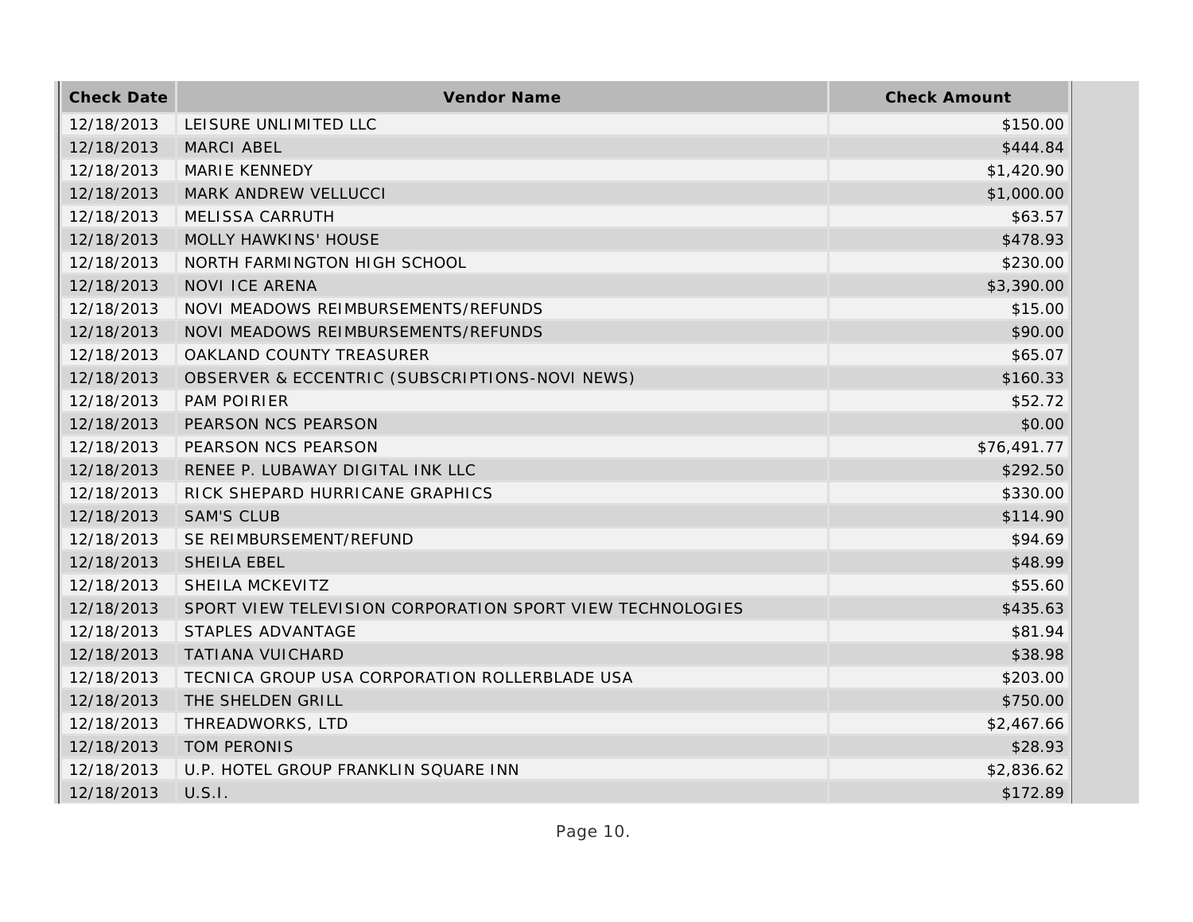| Check Date | Vendor Name | Check Amount |
| --- | --- | --- |
| 12/18/2013 | LEISURE UNLIMITED LLC | $150.00 |
| 12/18/2013 | MARCI ABEL | $444.84 |
| 12/18/2013 | MARIE KENNEDY | $1,420.90 |
| 12/18/2013 | MARK ANDREW VELLUCCI | $1,000.00 |
| 12/18/2013 | MELISSA CARRUTH | $63.57 |
| 12/18/2013 | MOLLY HAWKINS' HOUSE | $478.93 |
| 12/18/2013 | NORTH FARMINGTON HIGH SCHOOL | $230.00 |
| 12/18/2013 | NOVI ICE ARENA | $3,390.00 |
| 12/18/2013 | NOVI MEADOWS REIMBURSEMENTS/REFUNDS | $15.00 |
| 12/18/2013 | NOVI MEADOWS REIMBURSEMENTS/REFUNDS | $90.00 |
| 12/18/2013 | OAKLAND COUNTY TREASURER | $65.07 |
| 12/18/2013 | OBSERVER & ECCENTRIC (SUBSCRIPTIONS-NOVI NEWS) | $160.33 |
| 12/18/2013 | PAM POIRIER | $52.72 |
| 12/18/2013 | PEARSON NCS PEARSON | $0.00 |
| 12/18/2013 | PEARSON NCS PEARSON | $76,491.77 |
| 12/18/2013 | RENEE P. LUBAWAY DIGITAL INK LLC | $292.50 |
| 12/18/2013 | RICK SHEPARD HURRICANE GRAPHICS | $330.00 |
| 12/18/2013 | SAM'S CLUB | $114.90 |
| 12/18/2013 | SE REIMBURSEMENT/REFUND | $94.69 |
| 12/18/2013 | SHEILA EBEL | $48.99 |
| 12/18/2013 | SHEILA MCKEVITZ | $55.60 |
| 12/18/2013 | SPORT VIEW TELEVISION CORPORATION SPORT VIEW TECHNOLOGIES | $435.63 |
| 12/18/2013 | STAPLES ADVANTAGE | $81.94 |
| 12/18/2013 | TATIANA VUICHARD | $38.98 |
| 12/18/2013 | TECNICA GROUP USA CORPORATION ROLLERBLADE USA | $203.00 |
| 12/18/2013 | THE SHELDEN GRILL | $750.00 |
| 12/18/2013 | THREADWORKS, LTD | $2,467.66 |
| 12/18/2013 | TOM PERONIS | $28.93 |
| 12/18/2013 | U.P. HOTEL GROUP FRANKLIN SQUARE INN | $2,836.62 |
| 12/18/2013 | U.S.I. | $172.89 |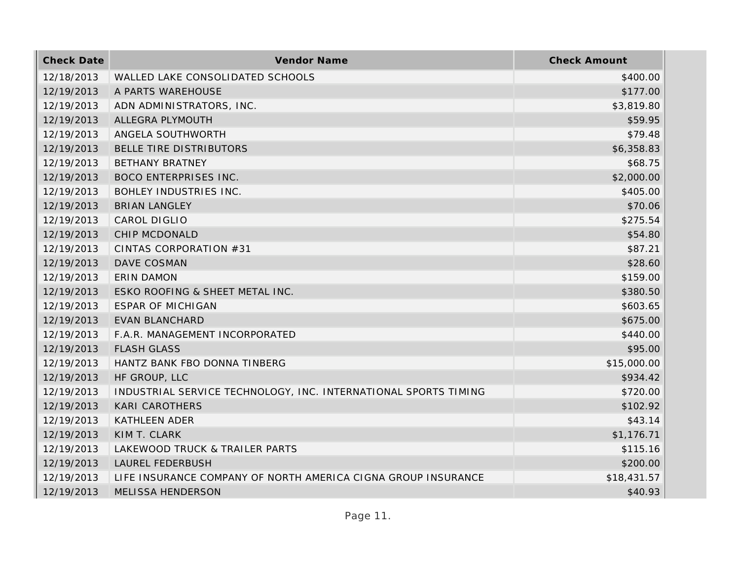| Check Date | Vendor Name | Check Amount |
|---|---|---|
| 12/18/2013 | WALLED LAKE CONSOLIDATED SCHOOLS | $400.00 |
| 12/19/2013 | A PARTS WAREHOUSE | $177.00 |
| 12/19/2013 | ADN ADMINISTRATORS, INC. | $3,819.80 |
| 12/19/2013 | ALLEGRA PLYMOUTH | $59.95 |
| 12/19/2013 | ANGELA SOUTHWORTH | $79.48 |
| 12/19/2013 | BELLE TIRE DISTRIBUTORS | $6,358.83 |
| 12/19/2013 | BETHANY BRATNEY | $68.75 |
| 12/19/2013 | BOCO ENTERPRISES INC. | $2,000.00 |
| 12/19/2013 | BOHLEY INDUSTRIES INC. | $405.00 |
| 12/19/2013 | BRIAN LANGLEY | $70.06 |
| 12/19/2013 | CAROL DIGLIO | $275.54 |
| 12/19/2013 | CHIP MCDONALD | $54.80 |
| 12/19/2013 | CINTAS CORPORATION #31 | $87.21 |
| 12/19/2013 | DAVE COSMAN | $28.60 |
| 12/19/2013 | ERIN DAMON | $159.00 |
| 12/19/2013 | ESKO ROOFING & SHEET METAL INC. | $380.50 |
| 12/19/2013 | ESPAR OF MICHIGAN | $603.65 |
| 12/19/2013 | EVAN BLANCHARD | $675.00 |
| 12/19/2013 | F.A.R. MANAGEMENT INCORPORATED | $440.00 |
| 12/19/2013 | FLASH GLASS | $95.00 |
| 12/19/2013 | HANTZ BANK FBO DONNA TINBERG | $15,000.00 |
| 12/19/2013 | HF GROUP, LLC | $934.42 |
| 12/19/2013 | INDUSTRIAL SERVICE TECHNOLOGY, INC. INTERNATIONAL SPORTS TIMING | $720.00 |
| 12/19/2013 | KARI CAROTHERS | $102.92 |
| 12/19/2013 | KATHLEEN ADER | $43.14 |
| 12/19/2013 | KIM T. CLARK | $1,176.71 |
| 12/19/2013 | LAKEWOOD TRUCK & TRAILER PARTS | $115.16 |
| 12/19/2013 | LAUREL FEDERBUSH | $200.00 |
| 12/19/2013 | LIFE INSURANCE COMPANY OF NORTH AMERICA CIGNA GROUP INSURANCE | $18,431.57 |
| 12/19/2013 | MELISSA HENDERSON | $40.93 |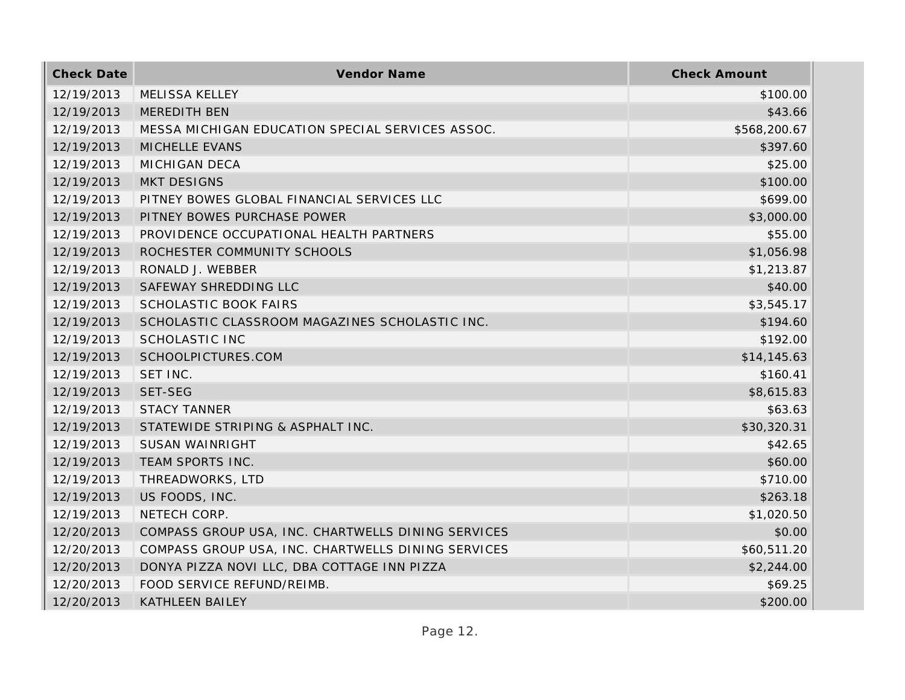| Check Date | Vendor Name | Check Amount |
|---|---|---|
| 12/19/2013 | MELISSA KELLEY | $100.00 |
| 12/19/2013 | MEREDITH BEN | $43.66 |
| 12/19/2013 | MESSA MICHIGAN EDUCATION SPECIAL SERVICES ASSOC. | $568,200.67 |
| 12/19/2013 | MICHELLE EVANS | $397.60 |
| 12/19/2013 | MICHIGAN DECA | $25.00 |
| 12/19/2013 | MKT DESIGNS | $100.00 |
| 12/19/2013 | PITNEY BOWES GLOBAL FINANCIAL SERVICES LLC | $699.00 |
| 12/19/2013 | PITNEY BOWES PURCHASE POWER | $3,000.00 |
| 12/19/2013 | PROVIDENCE OCCUPATIONAL HEALTH PARTNERS | $55.00 |
| 12/19/2013 | ROCHESTER COMMUNITY SCHOOLS | $1,056.98 |
| 12/19/2013 | RONALD J. WEBBER | $1,213.87 |
| 12/19/2013 | SAFEWAY SHREDDING LLC | $40.00 |
| 12/19/2013 | SCHOLASTIC BOOK FAIRS | $3,545.17 |
| 12/19/2013 | SCHOLASTIC CLASSROOM MAGAZINES SCHOLASTIC INC. | $194.60 |
| 12/19/2013 | SCHOLASTIC INC | $192.00 |
| 12/19/2013 | SCHOOLPICTURES.COM | $14,145.63 |
| 12/19/2013 | SET INC. | $160.41 |
| 12/19/2013 | SET-SEG | $8,615.83 |
| 12/19/2013 | STACY TANNER | $63.63 |
| 12/19/2013 | STATEWIDE STRIPING & ASPHALT INC. | $30,320.31 |
| 12/19/2013 | SUSAN WAINRIGHT | $42.65 |
| 12/19/2013 | TEAM SPORTS INC. | $60.00 |
| 12/19/2013 | THREADWORKS, LTD | $710.00 |
| 12/19/2013 | US FOODS, INC. | $263.18 |
| 12/19/2013 | NETECH CORP. | $1,020.50 |
| 12/20/2013 | COMPASS GROUP USA, INC. CHARTWELLS DINING SERVICES | $0.00 |
| 12/20/2013 | COMPASS GROUP USA, INC. CHARTWELLS DINING SERVICES | $60,511.20 |
| 12/20/2013 | DONYA PIZZA NOVI LLC, DBA COTTAGE INN PIZZA | $2,244.00 |
| 12/20/2013 | FOOD SERVICE REFUND/REIMB. | $69.25 |
| 12/20/2013 | KATHLEEN BAILEY | $200.00 |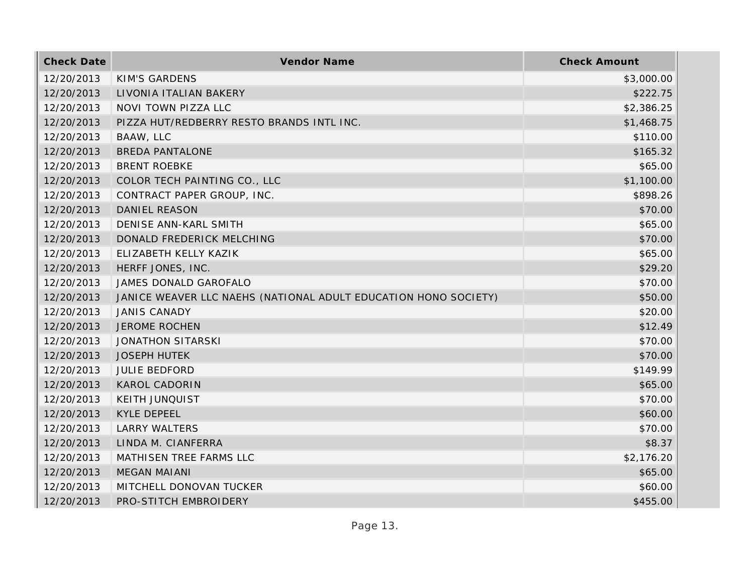| Check Date | Vendor Name | Check Amount |
| --- | --- | --- |
| 12/20/2013 | KIM'S GARDENS | $3,000.00 |
| 12/20/2013 | LIVONIA ITALIAN BAKERY | $222.75 |
| 12/20/2013 | NOVI TOWN PIZZA LLC | $2,386.25 |
| 12/20/2013 | PIZZA HUT/REDBERRY RESTO BRANDS INTL INC. | $1,468.75 |
| 12/20/2013 | BAAW, LLC | $110.00 |
| 12/20/2013 | BREDA PANTALONE | $165.32 |
| 12/20/2013 | BRENT ROEBKE | $65.00 |
| 12/20/2013 | COLOR TECH PAINTING CO., LLC | $1,100.00 |
| 12/20/2013 | CONTRACT PAPER GROUP, INC. | $898.26 |
| 12/20/2013 | DANIEL REASON | $70.00 |
| 12/20/2013 | DENISE ANN-KARL SMITH | $65.00 |
| 12/20/2013 | DONALD FREDERICK MELCHING | $70.00 |
| 12/20/2013 | ELIZABETH KELLY KAZIK | $65.00 |
| 12/20/2013 | HERFF JONES, INC. | $29.20 |
| 12/20/2013 | JAMES DONALD GAROFALO | $70.00 |
| 12/20/2013 | JANICE WEAVER LLC NAEHS (NATIONAL ADULT EDUCATION HONO SOCIETY) | $50.00 |
| 12/20/2013 | JANIS CANADY | $20.00 |
| 12/20/2013 | JEROME ROCHEN | $12.49 |
| 12/20/2013 | JONATHON SITARSKI | $70.00 |
| 12/20/2013 | JOSEPH HUTEK | $70.00 |
| 12/20/2013 | JULIE BEDFORD | $149.99 |
| 12/20/2013 | KAROL CADORIN | $65.00 |
| 12/20/2013 | KEITH JUNQUIST | $70.00 |
| 12/20/2013 | KYLE DEPEEL | $60.00 |
| 12/20/2013 | LARRY WALTERS | $70.00 |
| 12/20/2013 | LINDA M. CIANFERRA | $8.37 |
| 12/20/2013 | MATHISEN TREE FARMS LLC | $2,176.20 |
| 12/20/2013 | MEGAN MAIANI | $65.00 |
| 12/20/2013 | MITCHELL DONOVAN TUCKER | $60.00 |
| 12/20/2013 | PRO-STITCH EMBROIDERY | $455.00 |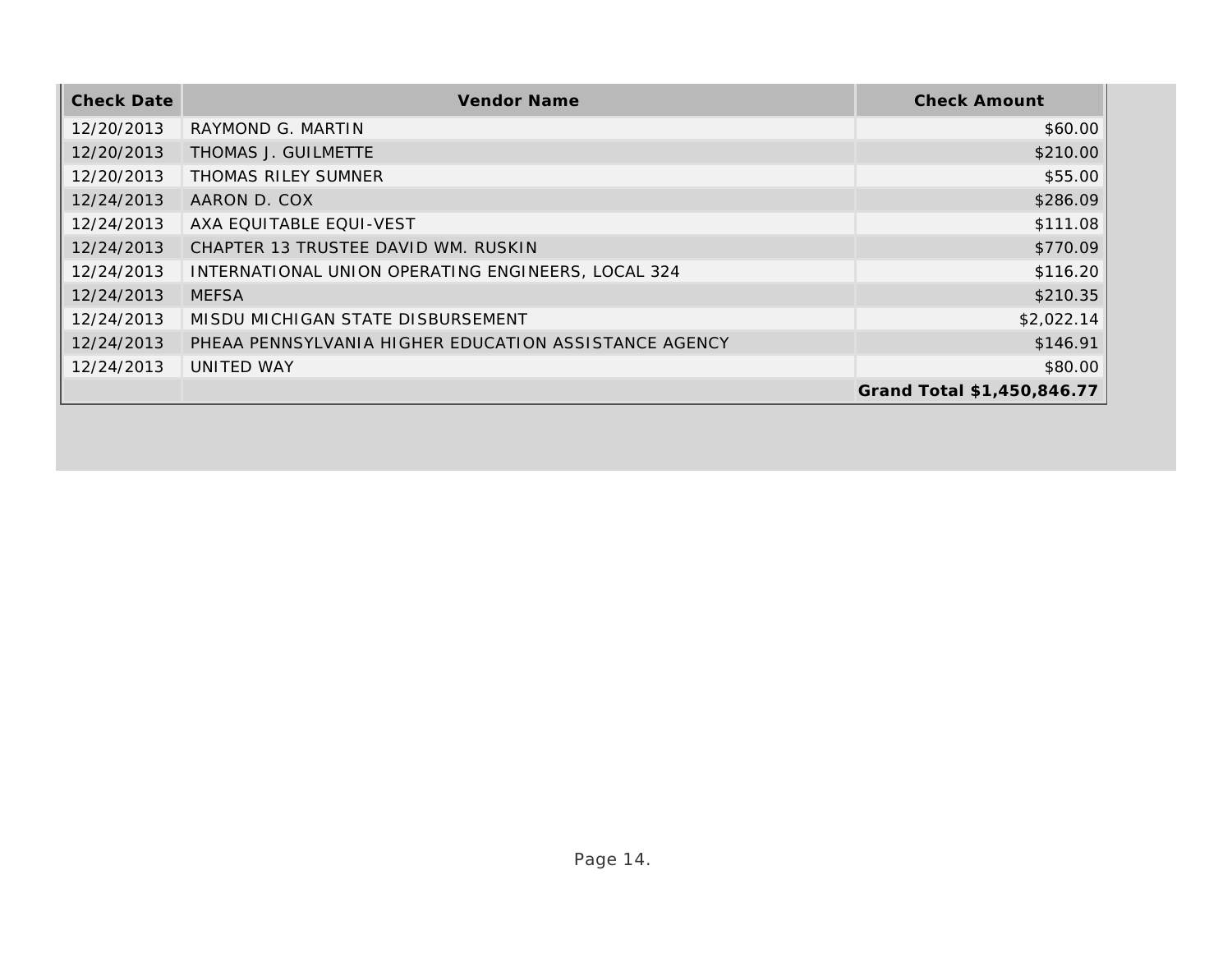| Check Date | Vendor Name | Check Amount |
|---|---|---|
| 12/20/2013 | RAYMOND G. MARTIN | $60.00 |
| 12/20/2013 | THOMAS J. GUILMETTE | $210.00 |
| 12/20/2013 | THOMAS RILEY SUMNER | $55.00 |
| 12/24/2013 | AARON D. COX | $286.09 |
| 12/24/2013 | AXA EQUITABLE EQUI-VEST | $111.08 |
| 12/24/2013 | CHAPTER 13 TRUSTEE DAVID WM. RUSKIN | $770.09 |
| 12/24/2013 | INTERNATIONAL UNION OPERATING ENGINEERS, LOCAL 324 | $116.20 |
| 12/24/2013 | MEFSA | $210.35 |
| 12/24/2013 | MISDU MICHIGAN STATE DISBURSEMENT | $2,022.14 |
| 12/24/2013 | PHEAA PENNSYLVANIA HIGHER EDUCATION ASSISTANCE AGENCY | $146.91 |
| 12/24/2013 | UNITED WAY | $80.00 |
| | | **Grand Total $1,450,846.77** |